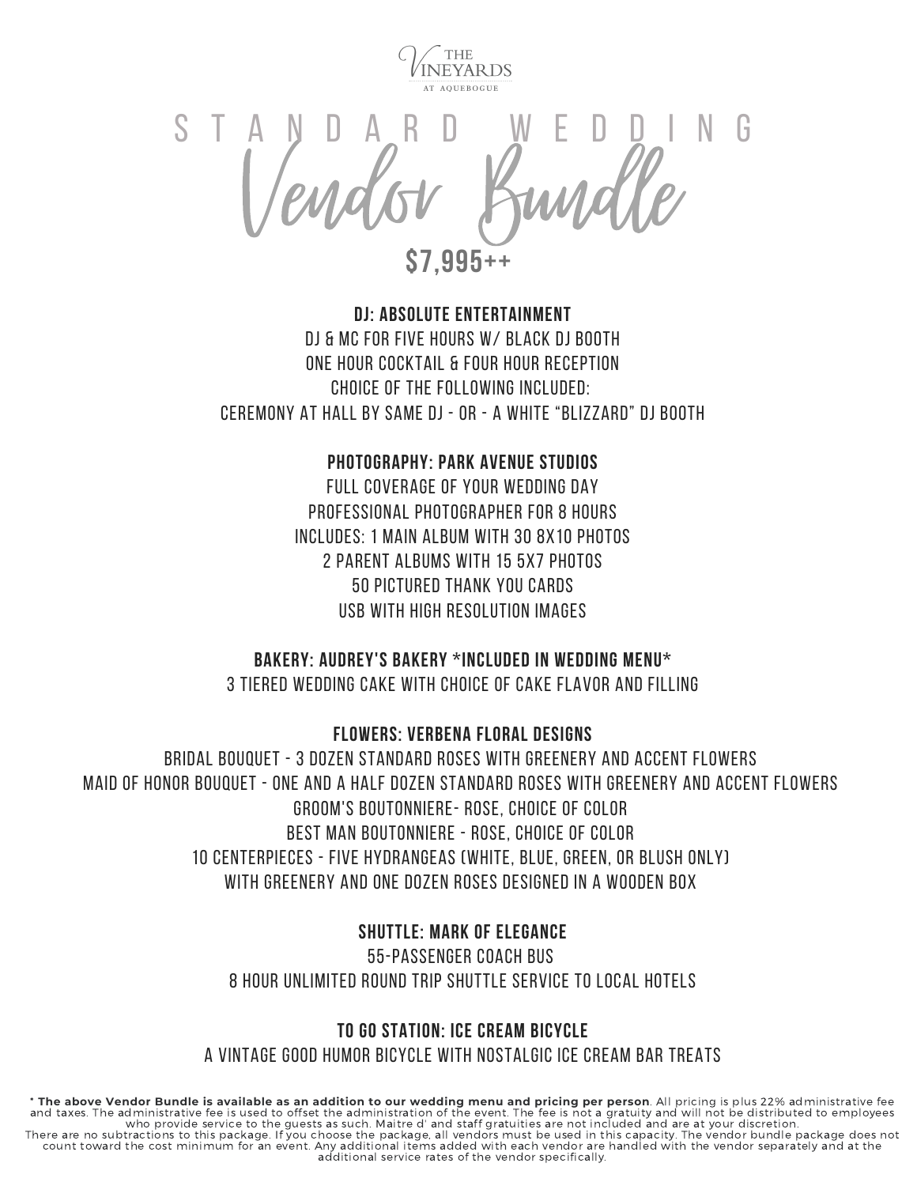THE VINEYARDS AT AQUEBOGUE

# STANDARD WEDDING Vendor Bundle

## $7,995++

**DJ: ABSOLUTE ENTERTAINMENT**

DJ & MC FOR FIVE HOURS W/ BLACK DJ BOOTH
ONE HOUR COCKTAIL & FOUR HOUR RECEPTION
CHOICE OF THE FOLLOWING INCLUDED:
CEREMONY AT HALL BY SAME DJ - OR - A WHITE "BLIZZARD" DJ BOOTH

**PHOTOGRAPHY: PARK AVENUE STUDIOS**

FULL COVERAGE OF YOUR WEDDING DAY
PROFESSIONAL PHOTOGRAPHER FOR 8 HOURS
INCLUDES: 1 MAIN ALBUM WITH 30 8X10 PHOTOS
2 PARENT ALBUMS WITH 15 5X7 PHOTOS
50 PICTURED THANK YOU CARDS
USB WITH HIGH RESOLUTION IMAGES

**BAKERY: AUDREY'S BAKERY *INCLUDED IN WEDDING MENU***

3 TIERED WEDDING CAKE WITH CHOICE OF CAKE FLAVOR AND FILLING

**FLOWERS: VERBENA FLORAL DESIGNS**

BRIDAL BOUQUET - 3 DOZEN STANDARD ROSES WITH GREENERY AND ACCENT FLOWERS
MAID OF HONOR BOUQUET - ONE AND A HALF DOZEN STANDARD ROSES WITH GREENERY AND ACCENT FLOWERS
GROOM'S BOUTONNIERE- ROSE, CHOICE OF COLOR
BEST MAN BOUTONNIERE - ROSE, CHOICE OF COLOR
10 CENTERPIECES - FIVE HYDRANGEAS (WHITE, BLUE, GREEN, OR BLUSH ONLY)
WITH GREENERY AND ONE DOZEN ROSES DESIGNED IN A WOODEN BOX

**SHUTTLE: MARK OF ELEGANCE**

55-PASSENGER COACH BUS
8 HOUR UNLIMITED ROUND TRIP SHUTTLE SERVICE TO LOCAL HOTELS

**TO GO STATION: ICE CREAM BICYCLE**

A VINTAGE GOOD HUMOR BICYCLE WITH NOSTALGIC ICE CREAM BAR TREATS

**\* The above Vendor Bundle is available as an addition to our wedding menu and pricing per person**. All pricing is plus 22% administrative fee and taxes. The administrative fee is used to offset the administration of the event. The fee is not a gratuity and will not be distributed to employees who provide service to the guests as such. Maitre d' and staff gratuities are not included and are at your discretion.
There are no subtractions to this package. If you choose the package, all vendors must be used in this capacity. The vendor bundle package does not count toward the cost minimum for an event. Any additional items added with each vendor are handled with the vendor separately and at the additional service rates of the vendor specifically.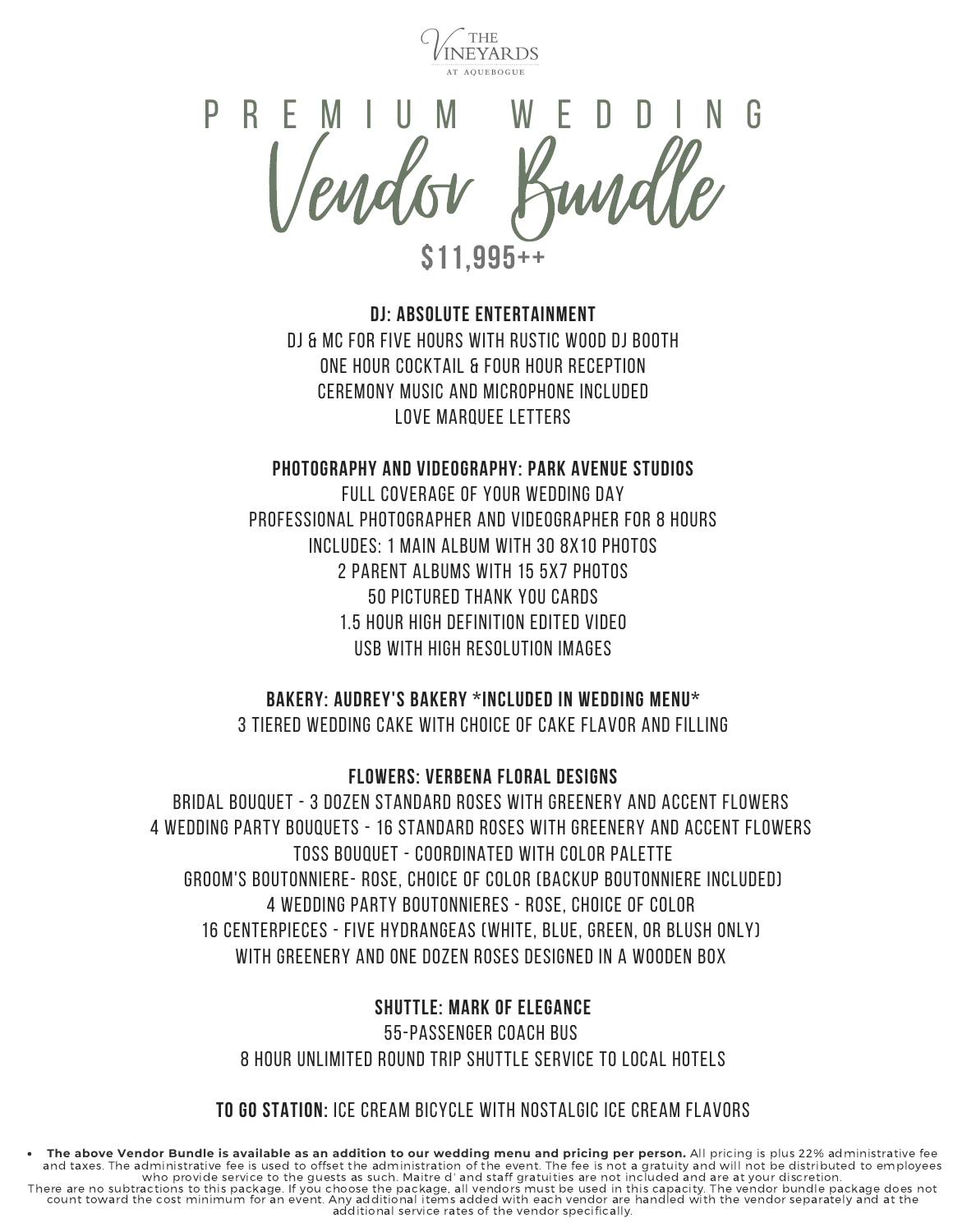THE VINEYARDS AT AQUEBOGUE

# PREMIUM WEDDING Vendor Bundle

## $11,995++

**DJ: ABSOLUTE ENTERTAINMENT**
DJ & MC FOR FIVE HOURS WITH RUSTIC WOOD DJ BOOTH
ONE HOUR COCKTAIL & FOUR HOUR RECEPTION
CEREMONY MUSIC AND MICROPHONE INCLUDED
LOVE MARQUEE LETTERS

**PHOTOGRAPHY AND VIDEOGRAPHY: PARK AVENUE STUDIOS**
FULL COVERAGE OF YOUR WEDDING DAY
PROFESSIONAL PHOTOGRAPHER AND VIDEOGRAPHER FOR 8 HOURS
INCLUDES: 1 MAIN ALBUM WITH 30 8X10 PHOTOS
2 PARENT ALBUMS WITH 15 5X7 PHOTOS
50 PICTURED THANK YOU CARDS
1.5 HOUR HIGH DEFINITION EDITED VIDEO
USB WITH HIGH RESOLUTION IMAGES

**BAKERY: AUDREY'S BAKERY *INCLUDED IN WEDDING MENU***
3 TIERED WEDDING CAKE WITH CHOICE OF CAKE FLAVOR AND FILLING

**FLOWERS: VERBENA FLORAL DESIGNS**
BRIDAL BOUQUET - 3 DOZEN STANDARD ROSES WITH GREENERY AND ACCENT FLOWERS
4 WEDDING PARTY BOUQUETS - 16 STANDARD ROSES WITH GREENERY AND ACCENT FLOWERS
TOSS BOUQUET - COORDINATED WITH COLOR PALETTE
GROOM'S BOUTONNIERE- ROSE, CHOICE OF COLOR (BACKUP BOUTONNIERE INCLUDED)
4 WEDDING PARTY BOUTONNIERES - ROSE, CHOICE OF COLOR
16 CENTERPIECES - FIVE HYDRANGEAS (WHITE, BLUE, GREEN, OR BLUSH ONLY)
WITH GREENERY AND ONE DOZEN ROSES DESIGNED IN A WOODEN BOX

**SHUTTLE: MARK OF ELEGANCE**
55-PASSENGER COACH BUS
8 HOUR UNLIMITED ROUND TRIP SHUTTLE SERVICE TO LOCAL HOTELS

**TO GO STATION:** ICE CREAM BICYCLE WITH NOSTALGIC ICE CREAM FLAVORS

- **The above Vendor Bundle is available as an addition to our wedding menu and pricing per person.** All pricing is plus 22% administrative fee and taxes. The administrative fee is used to offset the administration of the event. The fee is not a gratuity and will not be distributed to employees who provide service to the guests as such. Maitre d' and staff gratuities are not included and are at your discretion.

There are no subtractions to this package. If you choose the package, all vendors must be used in this capacity. The vendor bundle package does not count toward the cost minimum for an event. Any additional items added with each vendor are handled with the vendor separately and at the additional service rates of the vendor specifically.